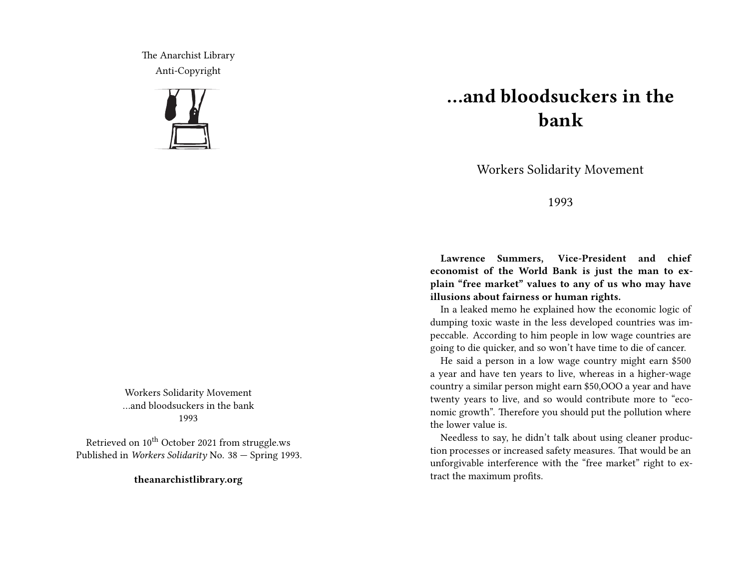The Anarchist Library
Anti-Copyright

# ...and bloodsuckers in the bank

Workers Solidarity Movement

1993

**Lawrence Summers, Vice-President and chief economist of the World Bank is just the man to explain "free market" values to any of us who may have illusions about fairness or human rights.**

In a leaked memo he explained how the economic logic of dumping toxic waste in the less developed countries was impeccable. According to him people in low wage countries are going to die quicker, and so won't have time to die of cancer.

He said a person in a low wage country might earn $500 a year and have ten years to live, whereas in a higher-wage country a similar person might earn $50,OOO a year and have twenty years to live, and so would contribute more to "economic growth". Therefore you should put the pollution where the lower value is.

Needless to say, he didn't talk about using cleaner production processes or increased safety measures. That would be an unforgivable interference with the "free market" right to extract the maximum profits.

Workers Solidarity Movement
...and bloodsuckers in the bank
1993

Retrieved on 10th October 2021 from struggle.ws
Published in *Workers Solidarity* No. 38 — Spring 1993.

**theanarchistlibrary.org**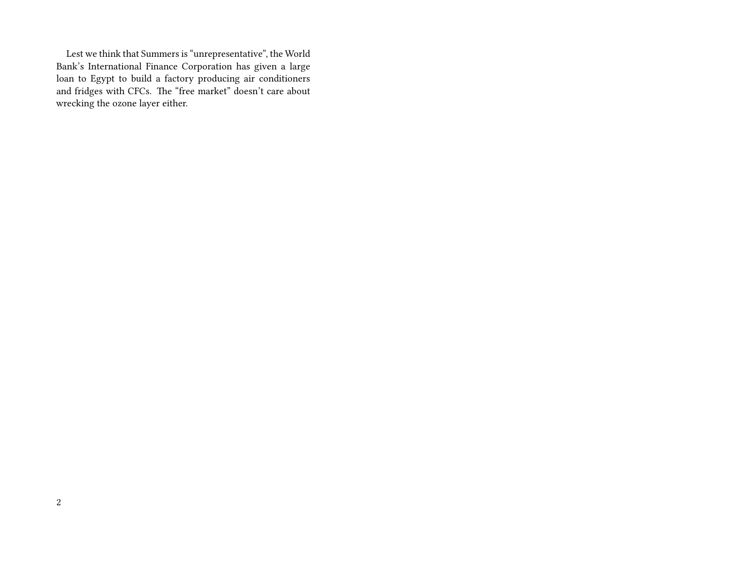Lest we think that Summers is "unrepresentative", the World Bank's International Finance Corporation has given a large loan to Egypt to build a factory producing air conditioners and fridges with CFCs. The "free market" doesn't care about wrecking the ozone layer either.